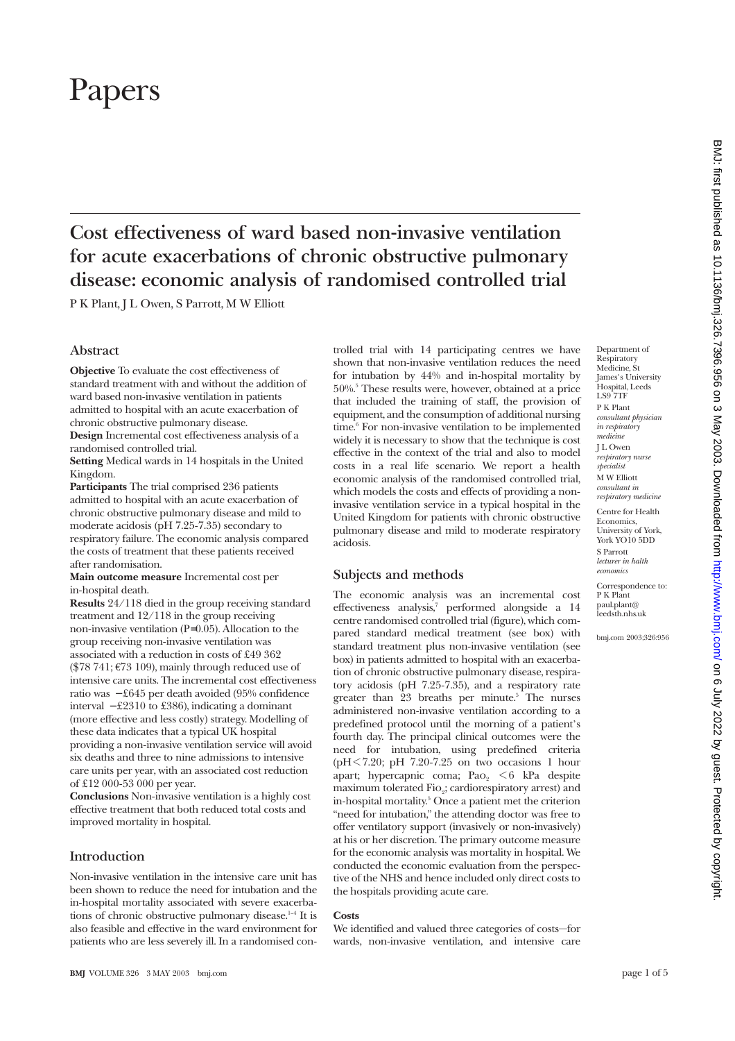# Papers

## Cost effectiveness of ward based non-invasive ventilation for acute exacerbations of chronic obstructive pulmonary disease: economic analysis of randomised controlled trial

P K Plant, J L Owen, S Parrott, M W Elliott

Department of Respiratory Medicine, St James's University Hospital, Leeds LS9 7TF
P K Plant *consultant physician in respiratory medicine*
J L Owen *respiratory nurse specialist*
M W Elliott *consultant in respiratory medicine*

Centre for Health Economics, University of York, York YO10 5DD
S Parrott *lecturer in halth economics*

Correspondence to: P K Plant paul.plant@leedsth.nhs.uk

bmj.com 2003;326:956

### Abstract

**Objective** To evaluate the cost effectiveness of standard treatment with and without the addition of ward based non-invasive ventilation in patients admitted to hospital with an acute exacerbation of chronic obstructive pulmonary disease.

**Design** Incremental cost effectiveness analysis of a randomised controlled trial.

**Setting** Medical wards in 14 hospitals in the United Kingdom.

**Participants** The trial comprised 236 patients admitted to hospital with an acute exacerbation of chronic obstructive pulmonary disease and mild to moderate acidosis (pH 7.25-7.35) secondary to respiratory failure. The economic analysis compared the costs of treatment that these patients received after randomisation.

**Main outcome measure** Incremental cost per in-hospital death.

**Results** 24/118 died in the group receiving standard treatment and 12/118 in the group receiving non-invasive ventilation ($P=0.05$). Allocation to the group receiving non-invasive ventilation was associated with a reduction in costs of £49 362 ($78 741; €73 109), mainly through reduced use of intensive care units. The incremental cost effectiveness ratio was −£645 per death avoided (95% confidence interval −£2310 to £386), indicating a dominant (more effective and less costly) strategy. Modelling of these data indicates that a typical UK hospital providing a non-invasive ventilation service will avoid six deaths and three to nine admissions to intensive care units per year, with an associated cost reduction of £12 000-53 000 per year.

**Conclusions** Non-invasive ventilation is a highly cost effective treatment that both reduced total costs and improved mortality in hospital.

### Introduction

Non-invasive ventilation in the intensive care unit has been shown to reduce the need for intubation and the in-hospital mortality associated with severe exacerbations of chronic obstructive pulmonary disease.[1-4] It is also feasible and effective in the ward environment for patients who are less severely ill. In a randomised controlled trial with 14 participating centres we have shown that non-invasive ventilation reduces the need for intubation by 44% and in-hospital mortality by 50%.[5] These results were, however, obtained at a price that included the training of staff, the provision of equipment, and the consumption of additional nursing time.[6] For non-invasive ventilation to be implemented widely it is necessary to show that the technique is cost effective in the context of the trial and also to model costs in a real life scenario. We report a health economic analysis of the randomised controlled trial, which models the costs and effects of providing a non-invasive ventilation service in a typical hospital in the United Kingdom for patients with chronic obstructive pulmonary disease and mild to moderate respiratory acidosis.

### Subjects and methods

The economic analysis was an incremental cost effectiveness analysis,[7] performed alongside a 14 centre randomised controlled trial (figure), which compared standard medical treatment (see box) with standard treatment plus non-invasive ventilation (see box) in patients admitted to hospital with an exacerbation of chronic obstructive pulmonary disease, respiratory acidosis (pH 7.25-7.35), and a respiratory rate greater than 23 breaths per minute.[5] The nurses administered non-invasive ventilation according to a predefined protocol until the morning of a patient's fourth day. The principal clinical outcomes were the need for intubation, using predefined criteria (pH<7.20; pH 7.20-7.25 on two occasions 1 hour apart; hypercapnic coma; $Pa_{O_2}$ <6 kPa despite maximum tolerated $Fi_{O_2}$; cardiorespiratory arrest) and in-hospital mortality.[5] Once a patient met the criterion "need for intubation," the attending doctor was free to offer ventilatory support (invasively or non-invasively) at his or her discretion. The primary outcome measure for the economic analysis was mortality in hospital. We conducted the economic evaluation from the perspective of the NHS and hence included only direct costs to the hospitals providing acute care.

#### Costs

We identified and valued three categories of costs—for wards, non-invasive ventilation, and intensive care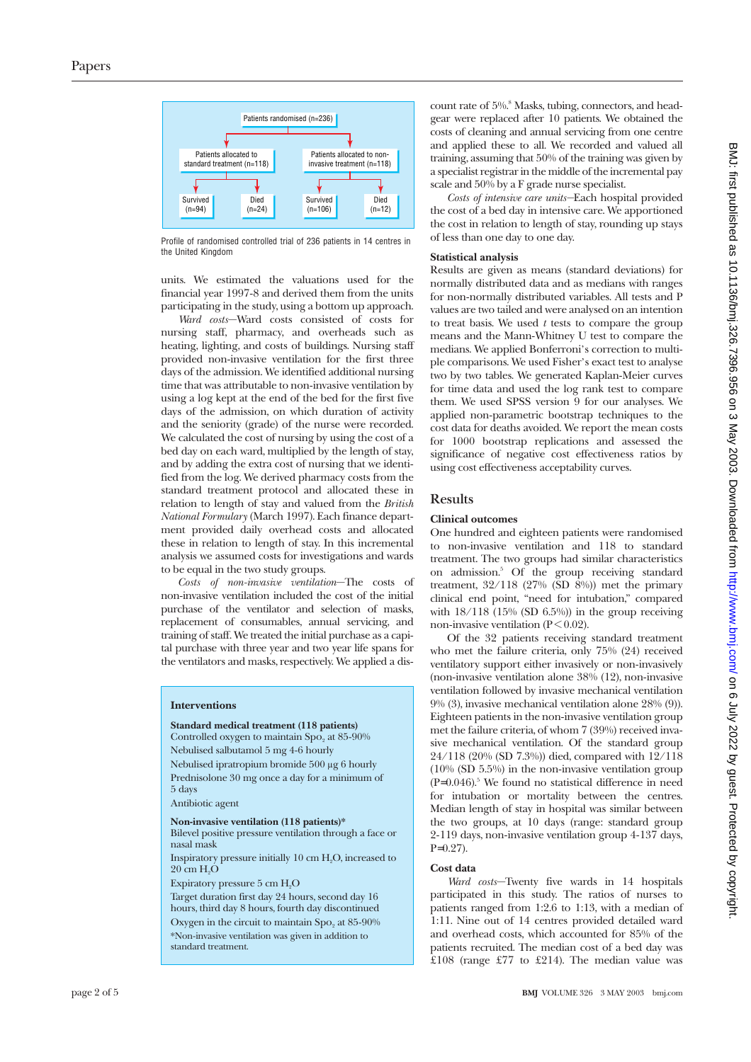Patients randomised (n=236)

Patients allocated to standard treatment (n=118)

Patients allocated to non-invasive treatment (n=118)

Survived (n=94)

Died (n=24)

Survived (n=106)

Died (n=12)

Profile of randomised controlled trial of 236 patients in 14 centres in the United Kingdom

units. We estimated the valuations used for the financial year 1997-8 and derived them from the units participating in the study, using a bottom up approach.

*Ward costs*—Ward costs consisted of costs for nursing staff, pharmacy, and overheads such as heating, lighting, and costs of buildings. Nursing staff provided non-invasive ventilation for the first three days of the admission. We identified additional nursing time that was attributable to non-invasive ventilation by using a log kept at the end of the bed for the first five days of the admission, on which duration of activity and the seniority (grade) of the nurse were recorded. We calculated the cost of nursing by using the cost of a bed day on each ward, multiplied by the length of stay, and by adding the extra cost of nursing that we identified from the log. We derived pharmacy costs from the standard treatment protocol and allocated these in relation to length of stay and valued from the *British National Formulary* (March 1997). Each finance department provided daily overhead costs and allocated these in relation to length of stay. In this incremental analysis we assumed costs for investigations and wards to be equal in the two study groups.

*Costs of non-invasive ventilation*—The costs of non-invasive ventilation included the cost of the initial purchase of the ventilator and selection of masks, replacement of consumables, annual servicing, and training of staff. We treated the initial purchase as a capital purchase with three year and two year life spans for the ventilators and masks, respectively. We applied a discount rate of 5%.[8] Masks, tubing, connectors, and headgear were replaced after 10 patients. We obtained the costs of cleaning and annual servicing from one centre and applied these to all. We recorded and valued all training, assuming that 50% of the training was given by a specialist registrar in the middle of the incremental pay scale and 50% by a F grade nurse specialist.

*Costs of intensive care units*—Each hospital provided the cost of a bed day in intensive care. We apportioned the cost in relation to length of stay, rounding up stays of less than one day to one day.

### Interventions

**Standard medical treatment (118 patients)**

Controlled oxygen to maintain $Spo_2$ at 85-90%

Nebulised salbutamol 5 mg 4-6 hourly

Nebulised ipratropium bromide 500 µg 6 hourly

Prednisolone 30 mg once a day for a minimum of 5 days

Antibiotic agent

**Non-invasive ventilation (118 patients)***

Bilevel positive pressure ventilation through a face or nasal mask

Inspiratory pressure initially 10 cm $H_2O$, increased to 20 cm $H_2O$

Expiratory pressure 5 cm $H_2O$

Target duration first day 24 hours, second day 16 hours, third day 8 hours, fourth day discontinued

Oxygen in the circuit to maintain $Spo_2$ at 85-90%

*Non-invasive ventilation was given in addition to standard treatment.

### Statistical analysis

Results are given as means (standard deviations) for normally distributed data and as medians with ranges for non-normally distributed variables. All tests and P values are two tailed and were analysed on an intention to treat basis. We used *t* tests to compare the group means and the Mann-Whitney U test to compare the medians. We applied Bonferroni's correction to multiple comparisons. We used Fisher's exact test to analyse two by two tables. We generated Kaplan-Meier curves for time data and used the log rank test to compare them. We used SPSS version 9 for our analyses. We applied non-parametric bootstrap techniques to the cost data for deaths avoided. We report the mean costs for 1000 bootstrap replications and assessed the significance of negative cost effectiveness ratios by using cost effectiveness acceptability curves.

## Results

### Clinical outcomes

One hundred and eighteen patients were randomised to non-invasive ventilation and 118 to standard treatment. The two groups had similar characteristics on admission.[5] Of the group receiving standard treatment, 32/118 (27% (SD 8%)) met the primary clinical end point, "need for intubation," compared with 18/118 (15% (SD 6.5%)) in the group receiving non-invasive ventilation ($P < 0.02$).

Of the 32 patients receiving standard treatment who met the failure criteria, only 75% (24) received ventilatory support either invasively or non-invasively (non-invasive ventilation alone 38% (12), non-invasive ventilation followed by invasive mechanical ventilation 9% (3), invasive mechanical ventilation alone 28% (9)). Eighteen patients in the non-invasive ventilation group met the failure criteria, of whom 7 (39%) received invasive mechanical ventilation. Of the standard group 24/118 (20% (SD 7.3%)) died, compared with 12/118 (10% (SD 5.5%)) in the non-invasive ventilation group ($P=0.046$).[5] We found no statistical difference in need for intubation or mortality between the centres. Median length of stay in hospital was similar between the two groups, at 10 days (range: standard group 2-119 days, non-invasive ventilation group 4-137 days, $P=0.27$).

### Cost data

*Ward costs*—Twenty five wards in 14 hospitals participated in this study. The ratios of nurses to patients ranged from 1:2.6 to 1:13, with a median of 1:11. Nine out of 14 centres provided detailed ward and overhead costs, which accounted for 85% of the patients recruited. The median cost of a bed day was £108 (range £77 to £214). The median value was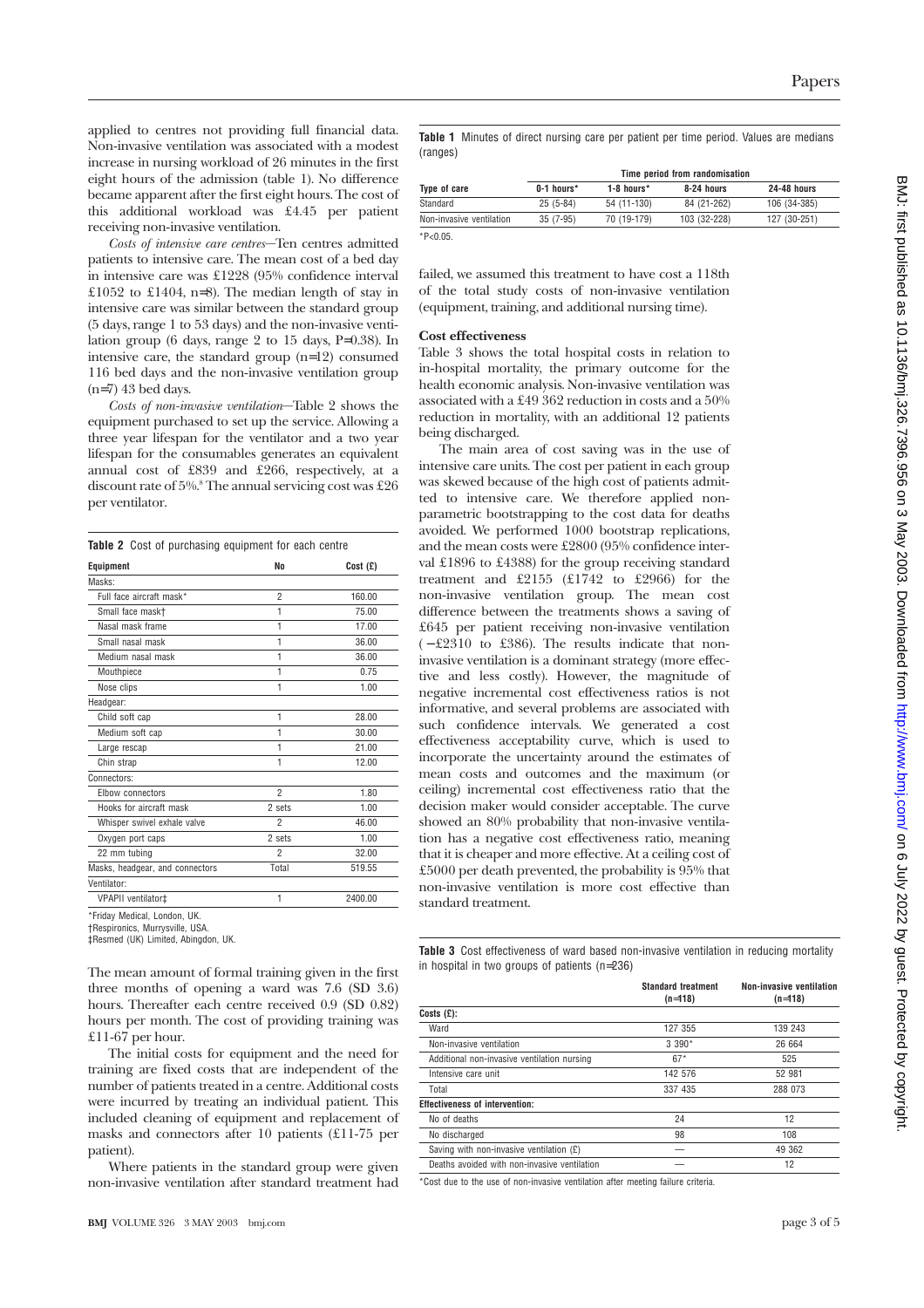applied to centres not providing full financial data. Non-invasive ventilation was associated with a modest increase in nursing workload of 26 minutes in the first eight hours of the admission (table 1). No difference became apparent after the first eight hours. The cost of this additional workload was £4.45 per patient receiving non-invasive ventilation.

*Costs of intensive care centres*—Ten centres admitted patients to intensive care. The mean cost of a bed day in intensive care was £1228 (95% confidence interval £1052 to £1404, n=8). The median length of stay in intensive care was similar between the standard group (5 days, range 1 to 53 days) and the non-invasive ventilation group (6 days, range 2 to 15 days, P=0.38). In intensive care, the standard group (n=12) consumed 116 bed days and the non-invasive ventilation group (n=7) 43 bed days.

*Costs of non-invasive ventilation*—Table 2 shows the equipment purchased to set up the service. Allowing a three year lifespan for the ventilator and a two year lifespan for the consumables generates an equivalent annual cost of £839 and £266, respectively, at a discount rate of 5%.[8] The annual servicing cost was £26 per ventilator.

**Table 2** Cost of purchasing equipment for each centre

| Equipment | No | Cost (£) |
|---|---|---|
| Masks: | | |
| Full face aircraft mask* | 2 | 160.00 |
| Small face mask† | 1 | 75.00 |
| Nasal mask frame | 1 | 17.00 |
| Small nasal mask | 1 | 36.00 |
| Medium nasal mask | 1 | 36.00 |
| Mouthpiece | 1 | 0.75 |
| Nose clips | 1 | 1.00 |
| Headgear: | | |
| Child soft cap | 1 | 28.00 |
| Medium soft cap | 1 | 30.00 |
| Large rescap | 1 | 21.00 |
| Chin strap | 1 | 12.00 |
| Connectors: | | |
| Elbow connectors | 2 | 1.80 |
| Hooks for aircraft mask | 2 sets | 1.00 |
| Whisper swivel exhale valve | 2 | 46.00 |
| Oxygen port caps | 2 sets | 1.00 |
| 22 mm tubing | 2 | 32.00 |
| Masks, headgear, and connectors | Total | 519.55 |
| Ventilator: | | |
| VPAPII ventilator‡ | 1 | 2400.00 |

*Friday Medical, London, UK.
†Respironics, Murrysville, USA.
‡Resmed (UK) Limited, Abingdon, UK.

The mean amount of formal training given in the first three months of opening a ward was 7.6 (SD 3.6) hours. Thereafter each centre received 0.9 (SD 0.82) hours per month. The cost of providing training was £11-67 per hour.

The initial costs for equipment and the need for training are fixed costs that are independent of the number of patients treated in a centre. Additional costs were incurred by treating an individual patient. This included cleaning of equipment and replacement of masks and connectors after 10 patients (£11-75 per patient).

Where patients in the standard group were given non-invasive ventilation after standard treatment had failed, we assumed this treatment to have cost a 118th of the total study costs of non-invasive ventilation (equipment, training, and additional nursing time).

**Table 1** Minutes of direct nursing care per patient per time period. Values are medians (ranges)

| Type of care | Time period from randomisation | | | |
|---|---|---|---|---|
| | 0-1 hours* | 1-8 hours* | 8-24 hours | 24-48 hours |
| Standard | 25 (5-84) | 54 (11-130) | 84 (21-262) | 106 (34-385) |
| Non-invasive ventilation | 35 (7-95) | 70 (19-179) | 103 (32-228) | 127 (30-251) |

*P<0.05.

### Cost effectiveness

Table 3 shows the total hospital costs in relation to in-hospital mortality, the primary outcome for the health economic analysis. Non-invasive ventilation was associated with a £49 362 reduction in costs and a 50% reduction in mortality, with an additional 12 patients being discharged.

The main area of cost saving was in the use of intensive care units. The cost per patient in each group was skewed because of the high cost of patients admitted to intensive care. We therefore applied non-parametric bootstrapping to the cost data for deaths avoided. We performed 1000 bootstrap replications, and the mean costs were £2800 (95% confidence interval £1896 to £4388) for the group receiving standard treatment and £2155 (£1742 to £2966) for the non-invasive ventilation group. The mean cost difference between the treatments shows a saving of £645 per patient receiving non-invasive ventilation (−£2310 to £386). The results indicate that non-invasive ventilation is a dominant strategy (more effective and less costly). However, the magnitude of negative incremental cost effectiveness ratios is not informative, and several problems are associated with such confidence intervals. We generated a cost effectiveness acceptability curve, which is used to incorporate the uncertainty around the estimates of mean costs and outcomes and the maximum (or ceiling) incremental cost effectiveness ratio that the decision maker would consider acceptable. The curve showed an 80% probability that non-invasive ventilation has a negative cost effectiveness ratio, meaning that it is cheaper and more effective. At a ceiling cost of £5000 per death prevented, the probability is 95% that non-invasive ventilation is more cost effective than standard treatment.

**Table 3** Cost effectiveness of ward based non-invasive ventilation in reducing mortality in hospital in two groups of patients (n=236)

| | Standard treatment (n=118) | Non-invasive ventilation (n=118) |
|---|---|---|
| **Costs (£):** | | |
| Ward | 127 355 | 139 243 |
| Non-invasive ventilation | 3 390* | 26 664 |
| Additional non-invasive ventilation nursing | 67* | 525 |
| Intensive care unit | 142 576 | 52 981 |
| Total | 337 435 | 288 073 |
| **Effectiveness of intervention:** | | |
| No of deaths | 24 | 12 |
| No discharged | 98 | 108 |
| Saving with non-invasive ventilation (£) | — | 49 362 |
| Deaths avoided with non-invasive ventilation | — | 12 |

*Cost due to the use of non-invasive ventilation after meeting failure criteria.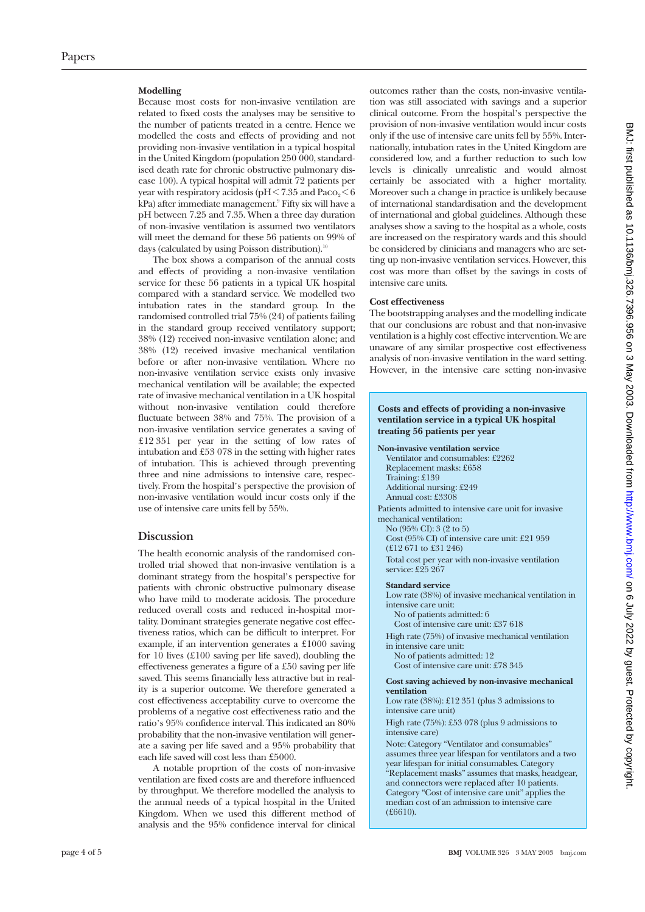### Modelling

Because most costs for non-invasive ventilation are related to fixed costs the analyses may be sensitive to the number of patients treated in a centre. Hence we modelled the costs and effects of providing and not providing non-invasive ventilation in a typical hospital in the United Kingdom (population 250 000, standardised death rate for chronic obstructive pulmonary disease 100). A typical hospital will admit 72 patients per year with respiratory acidosis (pH < 7.35 and $Paco_2$ < 6 kPa) after immediate management.[9] Fifty six will have a pH between 7.25 and 7.35. When a three day duration of non-invasive ventilation is assumed two ventilators will meet the demand for these 56 patients on 99% of days (calculated by using Poisson distribution).[10]

The box shows a comparison of the annual costs and effects of providing a non-invasive ventilation service for these 56 patients in a typical UK hospital compared with a standard service. We modelled two intubation rates in the standard group. In the randomised controlled trial 75% (24) of patients failing in the standard group received ventilatory support; 38% (12) received non-invasive ventilation alone; and 38% (12) received invasive mechanical ventilation before or after non-invasive ventilation. Where no non-invasive ventilation service exists only invasive mechanical ventilation will be available; the expected rate of invasive mechanical ventilation in a UK hospital without non-invasive ventilation could therefore fluctuate between 38% and 75%. The provision of a non-invasive ventilation service generates a saving of £12 351 per year in the setting of low rates of intubation and £53 078 in the setting with higher rates of intubation. This is achieved through preventing three and nine admissions to intensive care, respectively. From the hospital's perspective the provision of non-invasive ventilation would incur costs only if the use of intensive care units fell by 55%.

## Discussion

The health economic analysis of the randomised controlled trial showed that non-invasive ventilation is a dominant strategy from the hospital's perspective for patients with chronic obstructive pulmonary disease who have mild to moderate acidosis. The procedure reduced overall costs and reduced in-hospital mortality. Dominant strategies generate negative cost effectiveness ratios, which can be difficult to interpret. For example, if an intervention generates a £1000 saving for 10 lives (£100 saving per life saved), doubling the effectiveness generates a figure of a £50 saving per life saved. This seems financially less attractive but in reality is a superior outcome. We therefore generated a cost effectiveness acceptability curve to overcome the problems of a negative cost effectiveness ratio and the ratio's 95% confidence interval. This indicated an 80% probability that the non-invasive ventilation will generate a saving per life saved and a 95% probability that each life saved will cost less than £5000.

A notable proprtion of the costs of non-invasive ventilation are fixed costs are and therefore influenced by throughput. We therefore modelled the analysis to the annual needs of a typical hospital in the United Kingdom. When we used this different method of analysis and the 95% confidence interval for clinical outcomes rather than the costs, non-invasive ventilation was still associated with savings and a superior clinical outcome. From the hospital's perspective the provision of non-invasive ventilation would incur costs only if the use of intensive care units fell by 55%. Internationally, intubation rates in the United Kingdom are considered low, and a further reduction to such low levels is clinically unrealistic and would almost certainly be associated with a higher mortality. Moreover such a change in practice is unlikely because of international standardisation and the development of international and global guidelines. Although these analyses show a saving to the hospital as a whole, costs are increased on the respiratory wards and this should be considered by clinicians and managers who are setting up non-invasive ventilation services. However, this cost was more than offset by the savings in costs of intensive care units.

### Cost effectiveness

The bootstrapping analyses and the modelling indicate that our conclusions are robust and that non-invasive ventilation is a highly cost effective intervention. We are unaware of any similar prospective cost effectiveness analysis of non-invasive ventilation in the ward setting. However, in the intensive care setting non-invasive

---

**Costs and effects of providing a non-invasive ventilation service in a typical UK hospital treating 56 patients per year**

**Non-invasive ventilation service**

- Ventilator and consumables: £2262
- Replacement masks: £658
- Training: £139
- Additional nursing: £249
- Annual cost: £3308

Patients admitted to intensive care unit for invasive mechanical ventilation:

- No (95% CI): 3 (2 to 5)
- Cost (95% CI) of intensive care unit: £21 959 (£12 671 to £31 246)
- Total cost per year with non-invasive ventilation service: £25 267

**Standard service**

Low rate (38%) of invasive mechanical ventilation in intensive care unit:

- No of patients admitted: 6
- Cost of intensive care unit: £37 618

High rate (75%) of invasive mechanical ventilation in intensive care unit:

- No of patients admitted: 12
- Cost of intensive care unit: £78 345

**Cost saving achieved by non-invasive mechanical ventilation**

Low rate (38%): £12 351 (plus 3 admissions to intensive care unit)

High rate (75%): £53 078 (plus 9 admissions to intensive care)

Note: Category "Ventilator and consumables" assumes three year lifespan for ventilators and a two year lifespan for initial consumables. Category "Replacement masks" assumes that masks, headgear, and connectors were replaced after 10 patients. Category "Cost of intensive care unit" applies the median cost of an admission to intensive care (£6610).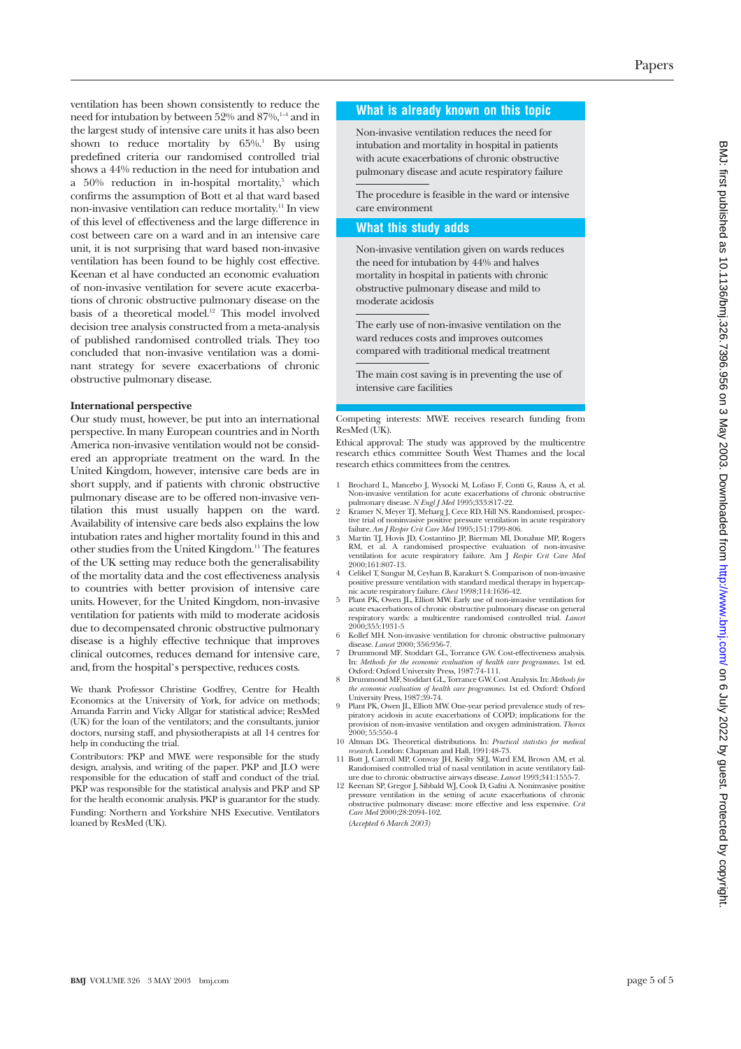ventilation has been shown consistently to reduce the need for intubation by between 52% and 87%,[1–4] and in the largest study of intensive care units it has also been shown to reduce mortality by 65%.[1] By using predefined criteria our randomised controlled trial shows a 44% reduction in the need for intubation and a 50% reduction in in-hospital mortality,[5] which confirms the assumption of Bott et al that ward based non-invasive ventilation can reduce mortality.[11] In view of this level of effectiveness and the large difference in cost between care on a ward and in an intensive care unit, it is not surprising that ward based non-invasive ventilation has been found to be highly cost effective. Keenan et al have conducted an economic evaluation of non-invasive ventilation for severe acute exacerbations of chronic obstructive pulmonary disease on the basis of a theoretical model.[12] This model involved decision tree analysis constructed from a meta-analysis of published randomised controlled trials. They too concluded that non-invasive ventilation was a dominant strategy for severe exacerbations of chronic obstructive pulmonary disease.

### International perspective

Our study must, however, be put into an international perspective. In many European countries and in North America non-invasive ventilation would not be considered an appropriate treatment on the ward. In the United Kingdom, however, intensive care beds are in short supply, and if patients with chronic obstructive pulmonary disease are to be offered non-invasive ventilation this must usually happen on the ward. Availability of intensive care beds also explains the low intubation rates and higher mortality found in this and other studies from the United Kingdom.[11] The features of the UK setting may reduce both the generalisability of the mortality data and the cost effectiveness analysis to countries with better provision of intensive care units. However, for the United Kingdom, non-invasive ventilation for patients with mild to moderate acidosis due to decompensated chronic obstructive pulmonary disease is a highly effective technique that improves clinical outcomes, reduces demand for intensive care, and, from the hospital's perspective, reduces costs.

We thank Professor Christine Godfrey, Centre for Health Economics at the University of York, for advice on methods; Amanda Farrin and Vicky Allgar for statistical advice; ResMed (UK) for the loan of the ventilators; and the consultants, junior doctors, nursing staff, and physiotherapists at all 14 centres for help in conducting the trial.

Contributors: PKP and MWE were responsible for the study design, analysis, and writing of the paper. PKP and JLO were responsible for the education of staff and conduct of the trial. PKP was responsible for the statistical analysis and PKP and SP for the health economic analysis. PKP is guarantor for the study.

Funding: Northern and Yorkshire NHS Executive. Ventilators loaned by ResMed (UK).

## What is already known on this topic

Non-invasive ventilation reduces the need for intubation and mortality in hospital in patients with acute exacerbations of chronic obstructive pulmonary disease and acute respiratory failure

The procedure is feasible in the ward or intensive care environment

## What this study adds

Non-invasive ventilation given on wards reduces the need for intubation by 44% and halves mortality in hospital in patients with chronic obstructive pulmonary disease and mild to moderate acidosis

The early use of non-invasive ventilation on the ward reduces costs and improves outcomes compared with traditional medical treatment

The main cost saving is in preventing the use of intensive care facilities

Competing interests: MWE receives research funding from ResMed (UK).

Ethical approval: The study was approved by the multicentre research ethics committee South West Thames and the local research ethics committees from the centres.

1. Brochard L, Mancebo J, Wysocki M, Lofaso F, Conti G, Rauss A, et al. Non-invasive ventilation for acute exacerbations of chronic obstructive pulmonary disease. *N Engl J Med* 1995;333:817-22.
2. Kramer N, Meyer TJ, Meharg J, Cece RD, Hill NS. Randomised, prospective trial of noninvasive positive pressure ventilation in acute respiratory failure. *Am J Respir Crit Care Med* 1995;151:1799-806.
3. Martin TJ, Hovis JD, Costantino JP, Bierman MI, Donahue MP, Rogers RM, et al. A randomised prospective evaluation of non-invasive ventilation for acute respiratory failure. Am J *Respir Crit Care Med* 2000;161:807-13.
4. Celikel T, Sungur M, Ceyhan B, Karakurt S. Comparison of non-invasive positive pressure ventilation with standard medical therapy in hypercapnic acute respiratory failure. *Chest* 1998;114:1636-42.
5. Plant PK, Owen JL, Elliott MW. Early use of non-invasive ventilation for acute exacerbations of chronic obstructive pulmonary disease on general respiratory wards: a multicentre randomised controlled trial. *Lancet* 2000;355:1931-5
6. Kollef MH. Non-invasive ventilation for chronic obstructive pulmonary disease. *Lancet* 2000; 356:956-7.
7. Drummond MF, Stoddart GL, Torrance GW. Cost-effectiveness analysis. In: *Methods for the economic evaluation of health care programmes*. 1st ed. Oxford: Oxford University Press, 1987:74-111.
8. Drummond MF, Stoddart GL, Torrance GW. Cost Analysis. In: *Methods for the economic evaluation of health care programmes*. 1st ed. Oxford: Oxford University Press, 1987:39-74.
9. Plant PK, Owen JL, Elliott MW. One-year period prevalence study of respiratory acidosis in acute exacerbations of COPD; implications for the provision of non-invasive ventilation and oxygen administration. *Thorax* 2000; 55:550-4
10. Altman DG. Theoretical distributions. In: *Practical statistics for medical research*. London: Chapman and Hall, 1991:48-73.
11. Bott J, Carroll MP, Conway JH, Keilty SEJ, Ward EM, Brown AM, et al. Randomised controlled trial of nasal ventilation in acute ventilatory failure due to chronic obstructive airways disease. *Lancet* 1993;341:1555-7.
12. Keenan SP, Gregor J, Sibbald WJ, Cook D, Gafni A. Noninvasive positive pressure ventilation in the setting of acute exacerbations of chronic obstructive pulmonary disease: more effective and less expensive. *Crit Care Med* 2000;28:2094-102.

*(Accepted 6 March 2003)*